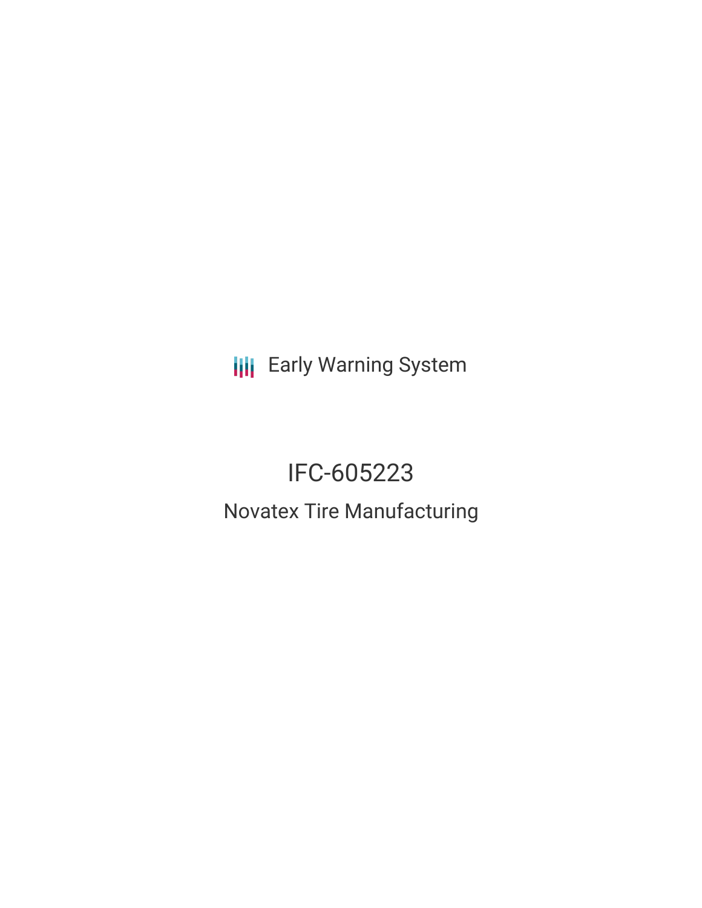Early Warning System

# IFC-605223

## Novatex Tire Manufacturing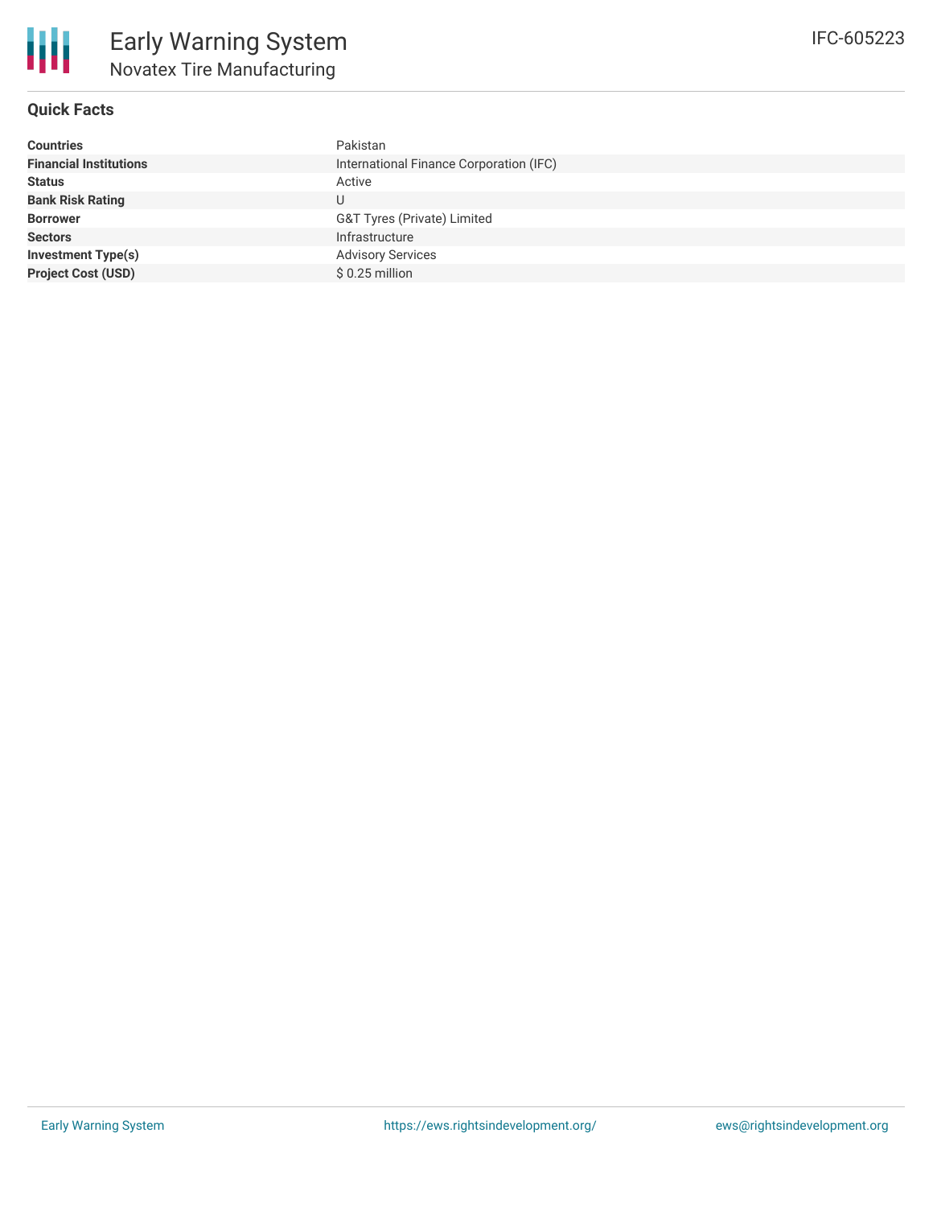# Early Warning System
## Novatex Tire Manufacturing

IFC-605223

### Quick Facts

| | |
|---|---|
| **Countries** | Pakistan |
| **Financial Institutions** | International Finance Corporation (IFC) |
| **Status** | Active |
| **Bank Risk Rating** | U |
| **Borrower** | G&T Tyres (Private) Limited |
| **Sectors** | Infrastructure |
| **Investment Type(s)** | Advisory Services |
| **Project Cost (USD)** | $ 0.25 million |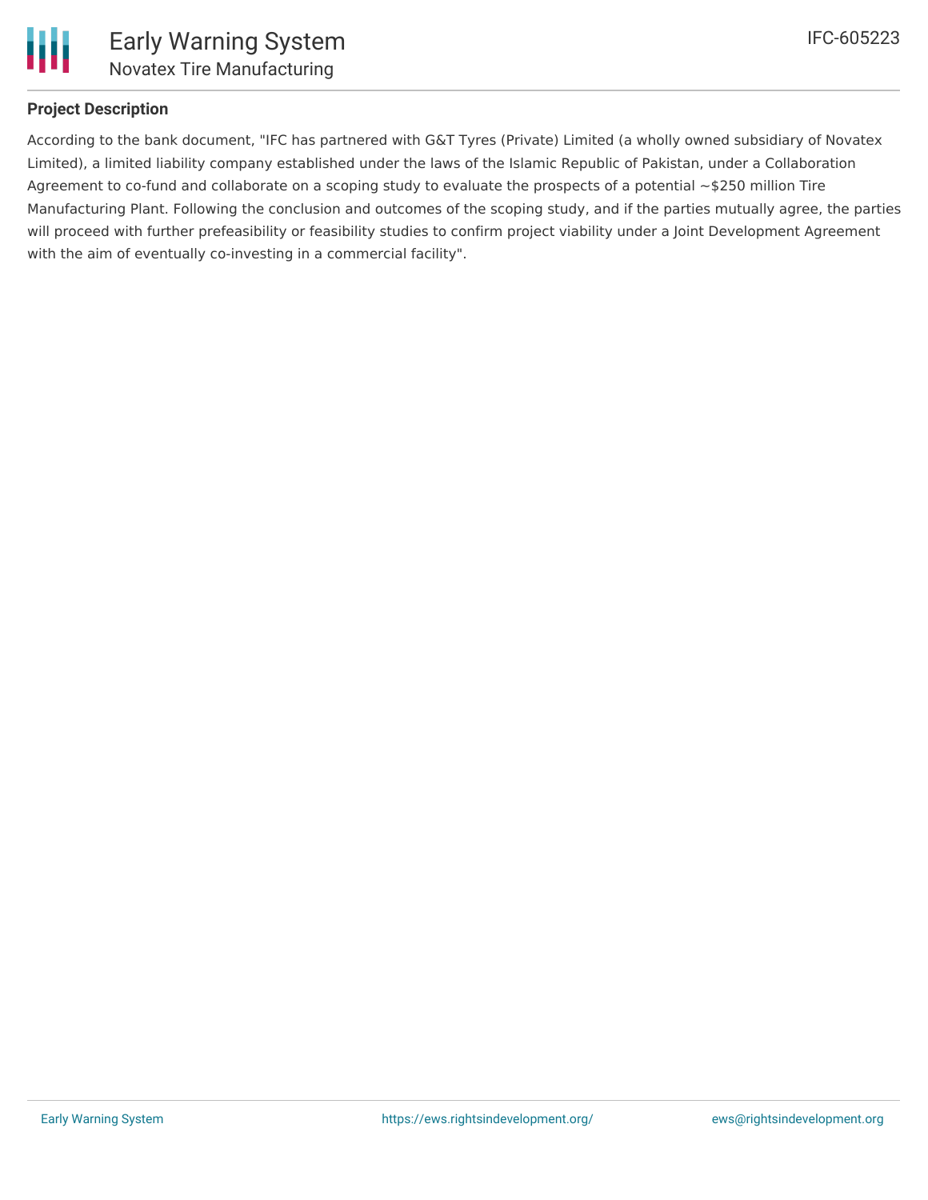## Project Description

According to the bank document, "IFC has partnered with G&T Tyres (Private) Limited (a wholly owned subsidiary of Novatex Limited), a limited liability company established under the laws of the Islamic Republic of Pakistan, under a Collaboration Agreement to co-fund and collaborate on a scoping study to evaluate the prospects of a potential ~$250 million Tire Manufacturing Plant. Following the conclusion and outcomes of the scoping study, and if the parties mutually agree, the parties will proceed with further prefeasibility or feasibility studies to confirm project viability under a Joint Development Agreement with the aim of eventually co-investing in a commercial facility".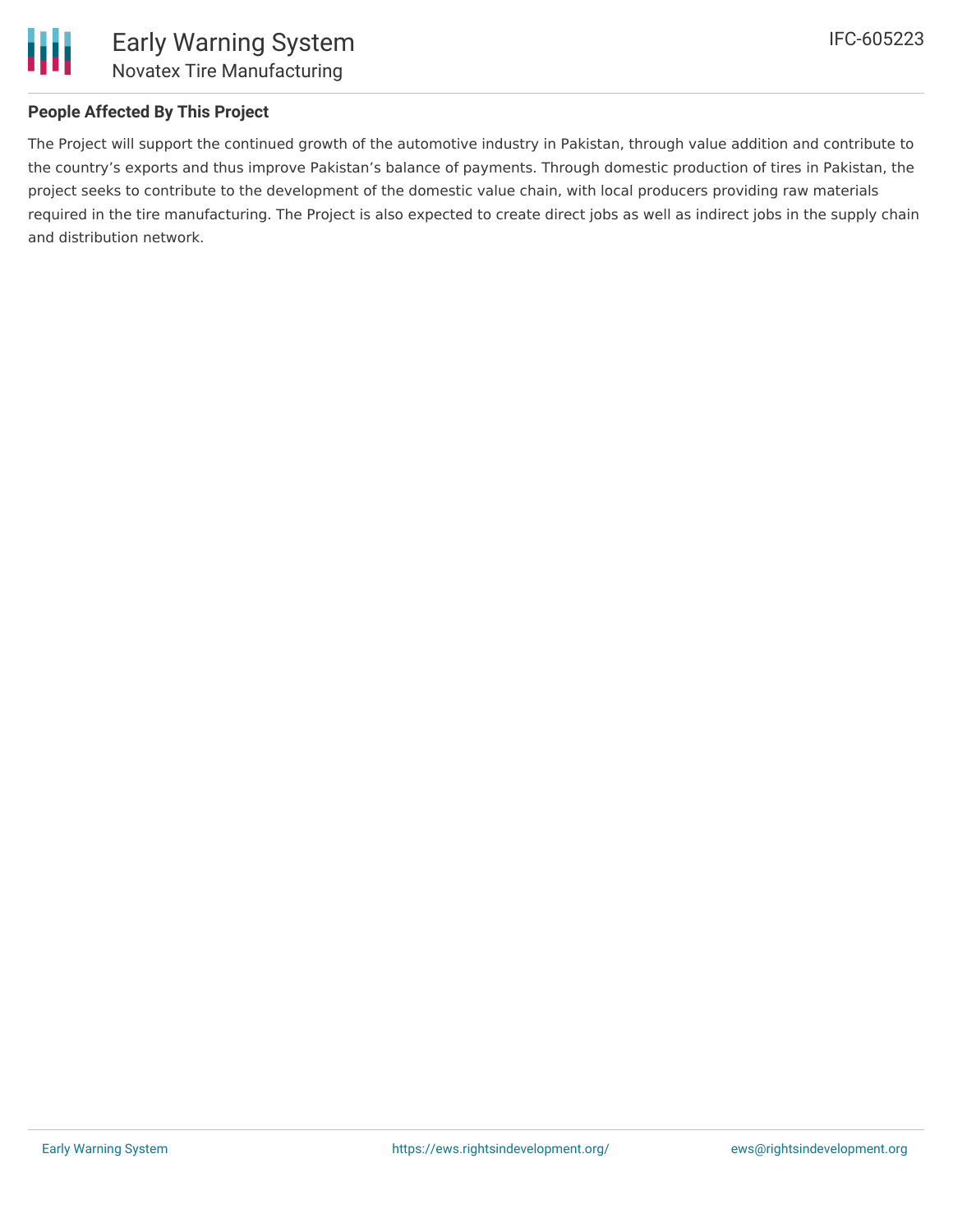## People Affected By This Project

The Project will support the continued growth of the automotive industry in Pakistan, through value addition and contribute to the country's exports and thus improve Pakistan's balance of payments. Through domestic production of tires in Pakistan, the project seeks to contribute to the development of the domestic value chain, with local producers providing raw materials required in the tire manufacturing. The Project is also expected to create direct jobs as well as indirect jobs in the supply chain and distribution network.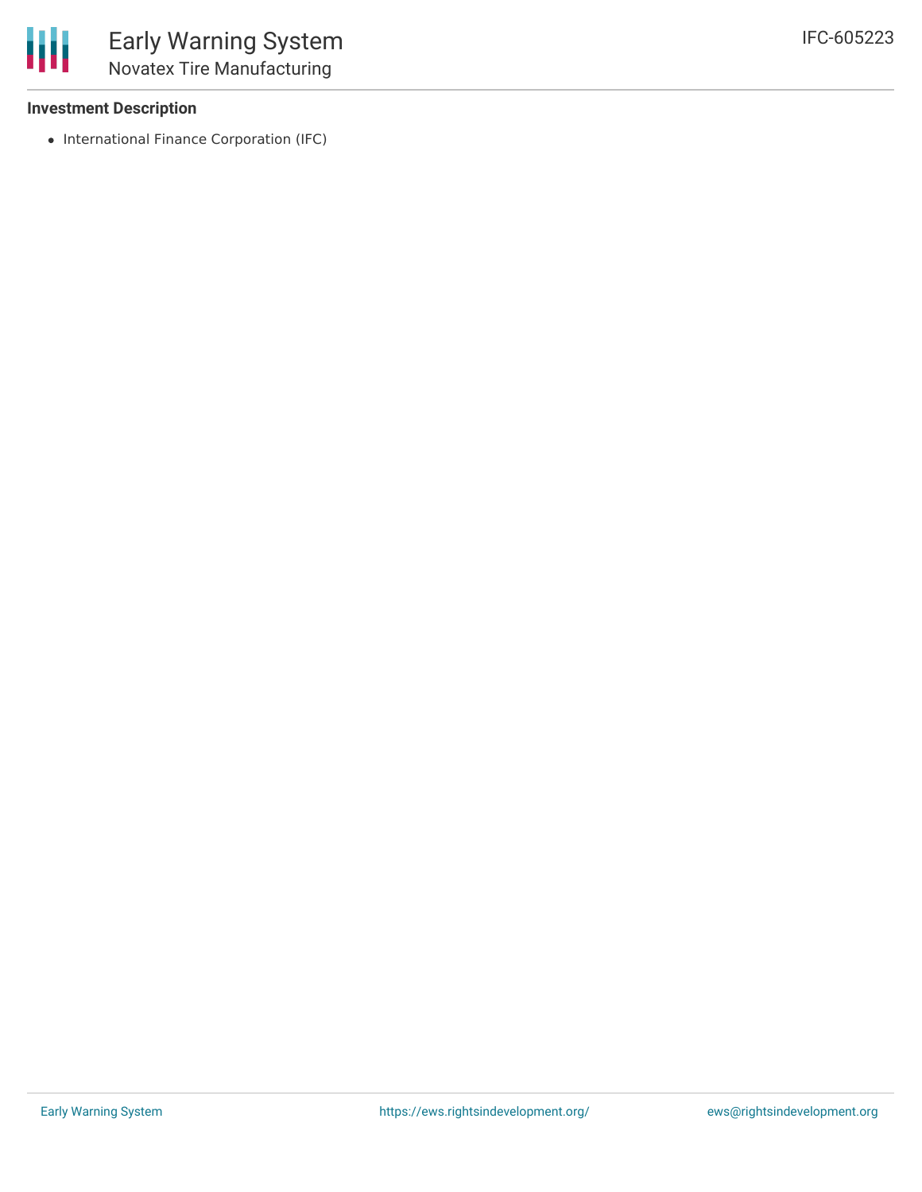**Investment Description**

- International Finance Corporation (IFC)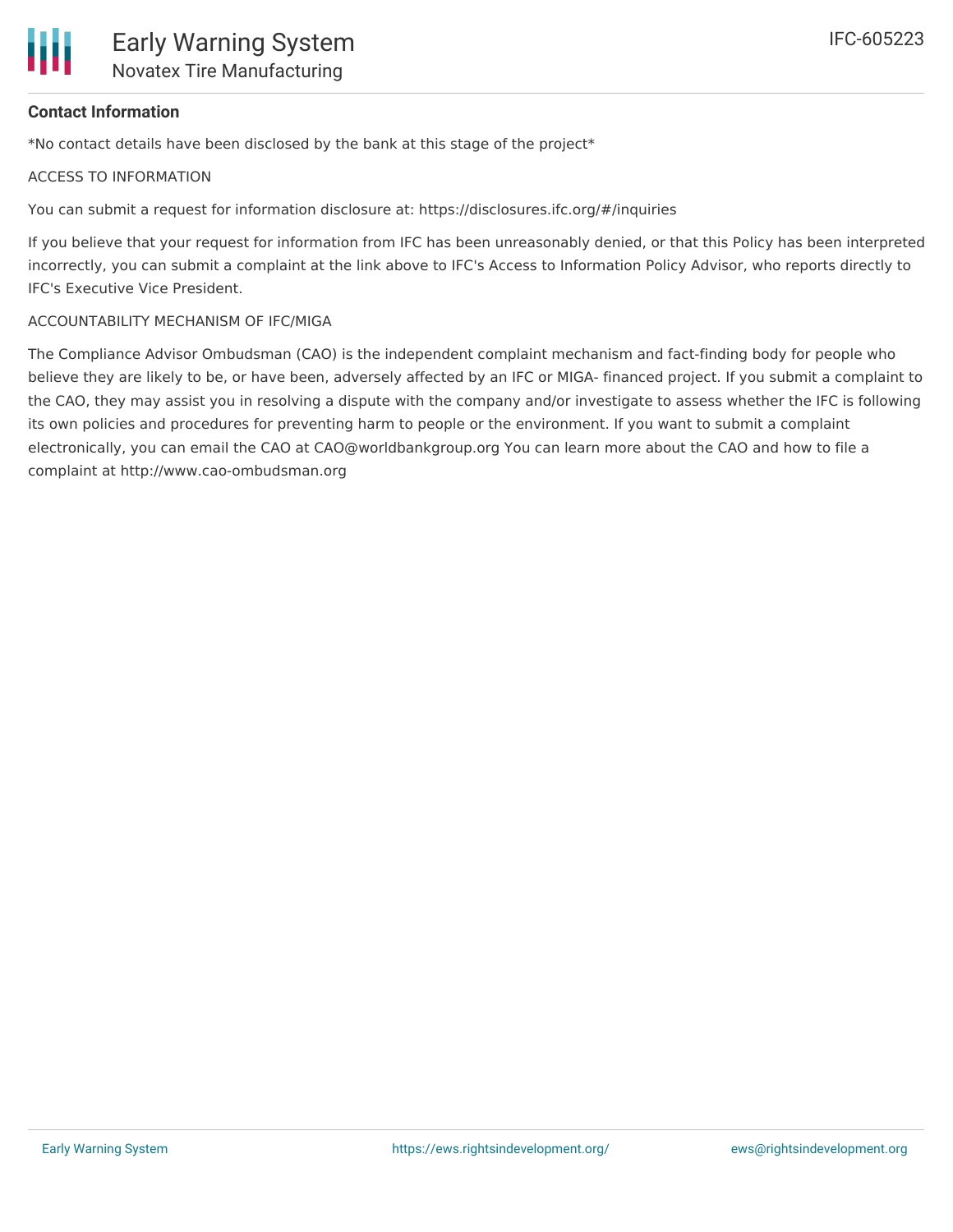### Contact Information

*No contact details have been disclosed by the bank at this stage of the project*

ACCESS TO INFORMATION

You can submit a request for information disclosure at: https://disclosures.ifc.org/#/inquiries

If you believe that your request for information from IFC has been unreasonably denied, or that this Policy has been interpreted incorrectly, you can submit a complaint at the link above to IFC's Access to Information Policy Advisor, who reports directly to IFC's Executive Vice President.

ACCOUNTABILITY MECHANISM OF IFC/MIGA

The Compliance Advisor Ombudsman (CAO) is the independent complaint mechanism and fact-finding body for people who believe they are likely to be, or have been, adversely affected by an IFC or MIGA- financed project. If you submit a complaint to the CAO, they may assist you in resolving a dispute with the company and/or investigate to assess whether the IFC is following its own policies and procedures for preventing harm to people or the environment. If you want to submit a complaint electronically, you can email the CAO at CAO@worldbankgroup.org You can learn more about the CAO and how to file a complaint at http://www.cao-ombudsman.org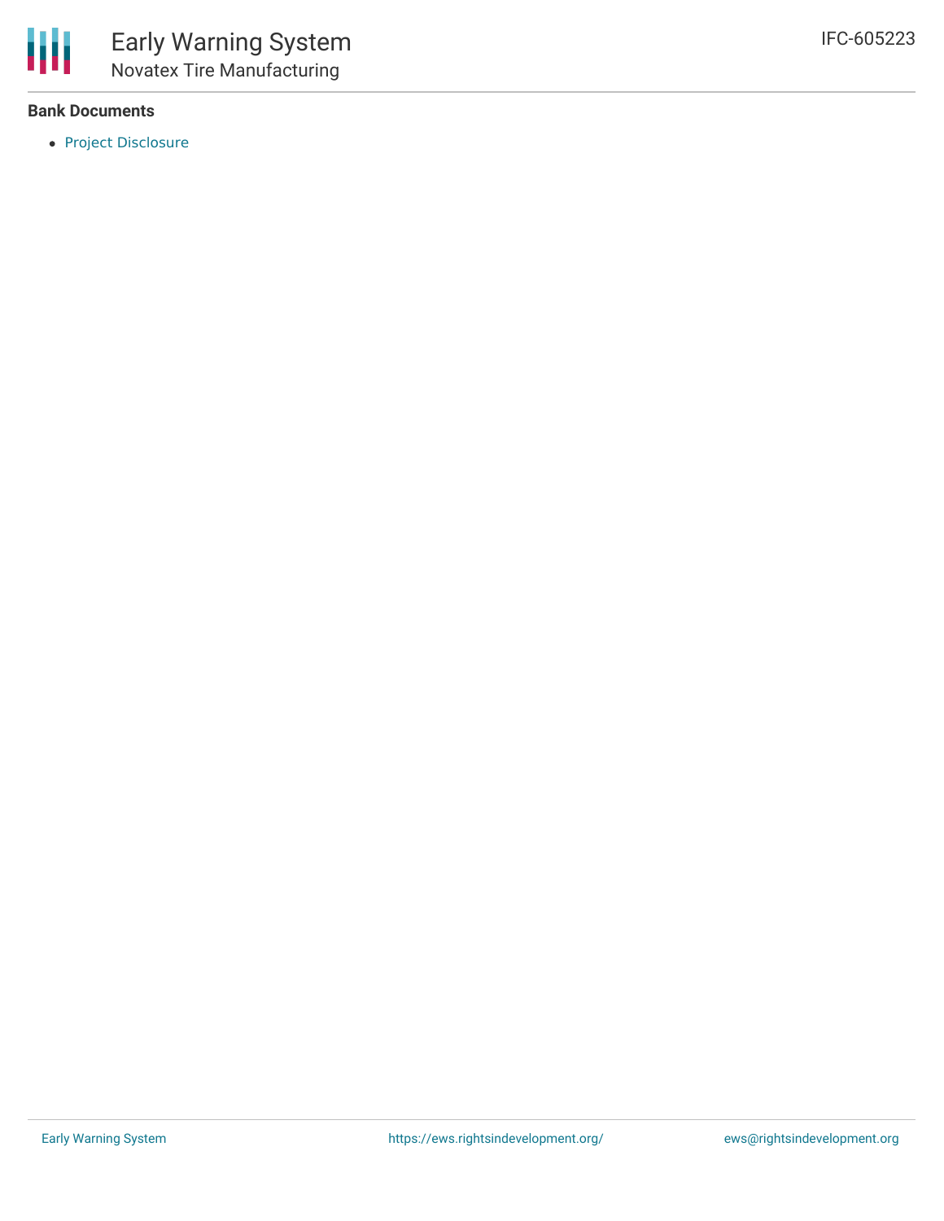**Bank Documents**

- Project Disclosure